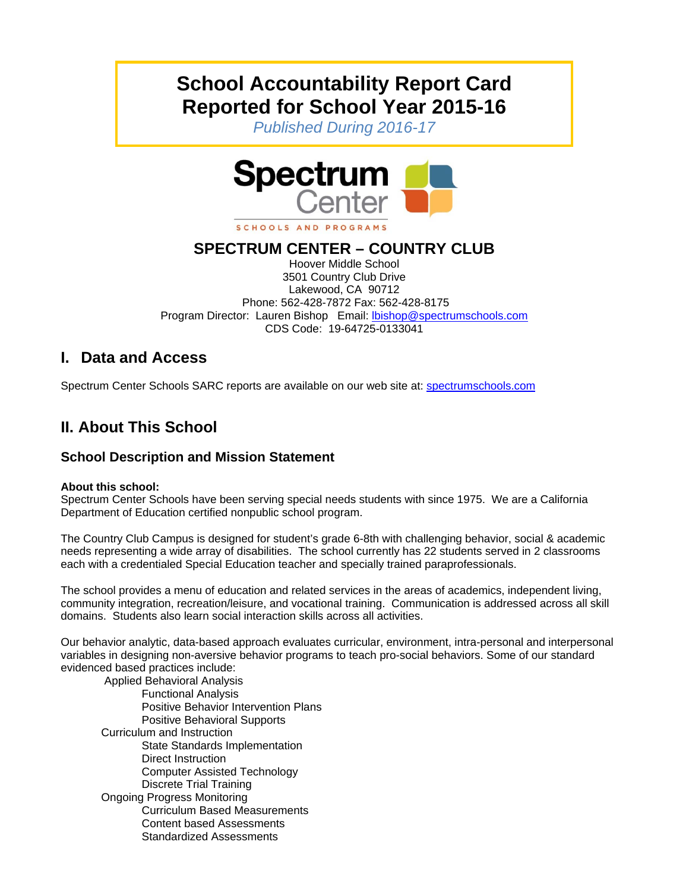# School Accountability Report Card
# Reported for School Year 2015-16

*Published During 2016-17*

Spectrum Center

SCHOOLS AND PROGRAMS

## SPECTRUM CENTER – COUNTRY CLUB

Hoover Middle School
3501 Country Club Drive
Lakewood, CA 90712
Phone: 562-428-7872 Fax: 562-428-8175
Program Director: Lauren Bishop Email: lbishop@spectrumschools.com
CDS Code: 19-64725-0133041

## I. Data and Access

Spectrum Center Schools SARC reports are available on our web site at: spectrumschools.com

## II. About This School

### School Description and Mission Statement

**About this school:**
Spectrum Center Schools have been serving special needs students with since 1975. We are a California Department of Education certified nonpublic school program.

The Country Club Campus is designed for student's grade 6-8th with challenging behavior, social & academic needs representing a wide array of disabilities. The school currently has 22 students served in 2 classrooms each with a credentialed Special Education teacher and specially trained paraprofessionals.

The school provides a menu of education and related services in the areas of academics, independent living, community integration, recreation/leisure, and vocational training. Communication is addressed across all skill domains. Students also learn social interaction skills across all activities.

Our behavior analytic, data-based approach evaluates curricular, environment, intra-personal and interpersonal variables in designing non-aversive behavior programs to teach pro-social behaviors. Some of our standard evidenced based practices include:

- Applied Behavioral Analysis
  - Functional Analysis
  - Positive Behavior Intervention Plans
  - Positive Behavioral Supports
- Curriculum and Instruction
  - State Standards Implementation
  - Direct Instruction
  - Computer Assisted Technology
  - Discrete Trial Training
- Ongoing Progress Monitoring
  - Curriculum Based Measurements
  - Content based Assessments
  - Standardized Assessments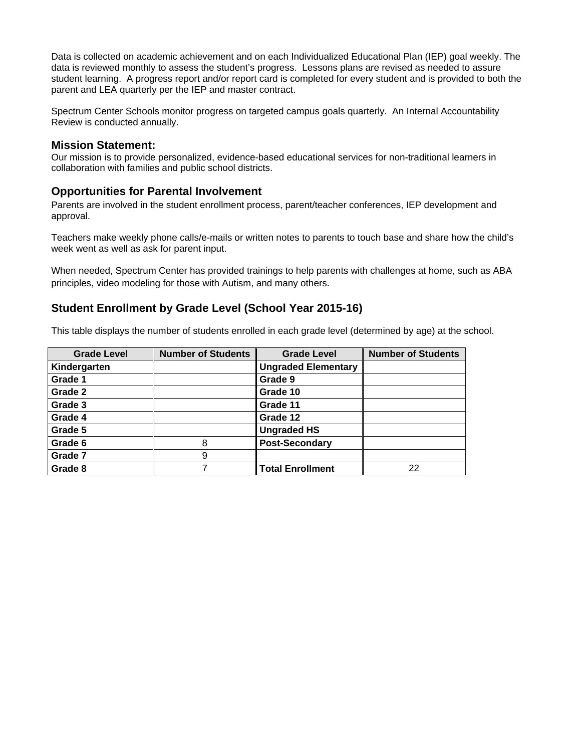Data is collected on academic achievement and on each Individualized Educational Plan (IEP) goal weekly. The data is reviewed monthly to assess the student's progress.  Lessons plans are revised as needed to assure student learning.  A progress report and/or report card is completed for every student and is provided to both the parent and LEA quarterly per the IEP and master contract.

Spectrum Center Schools monitor progress on targeted campus goals quarterly.  An Internal Accountability Review is conducted annually.

### Mission Statement:

Our mission is to provide personalized, evidence-based educational services for non-traditional learners in collaboration with families and public school districts.

### Opportunities for Parental Involvement

Parents are involved in the student enrollment process, parent/teacher conferences, IEP development and approval.

Teachers make weekly phone calls/e-mails or written notes to parents to touch base and share how the child's week went as well as ask for parent input.

When needed, Spectrum Center has provided trainings to help parents with challenges at home, such as ABA principles, video modeling for those with Autism, and many others.

### Student Enrollment by Grade Level (School Year 2015-16)

This table displays the number of students enrolled in each grade level (determined by age) at the school.

| Grade Level | Number of Students | Grade Level | Number of Students |
|---|---|---|---|
| **Kindergarten** | | **Ungraded Elementary** | |
| **Grade 1** | | **Grade 9** | |
| **Grade 2** | | **Grade 10** | |
| **Grade 3** | | **Grade 11** | |
| **Grade 4** | | **Grade 12** | |
| **Grade 5** | | **Ungraded HS** | |
| **Grade 6** | 8 | **Post-Secondary** | |
| **Grade 7** | 9 | | |
| **Grade 8** | 7 | **Total Enrollment** | 22 |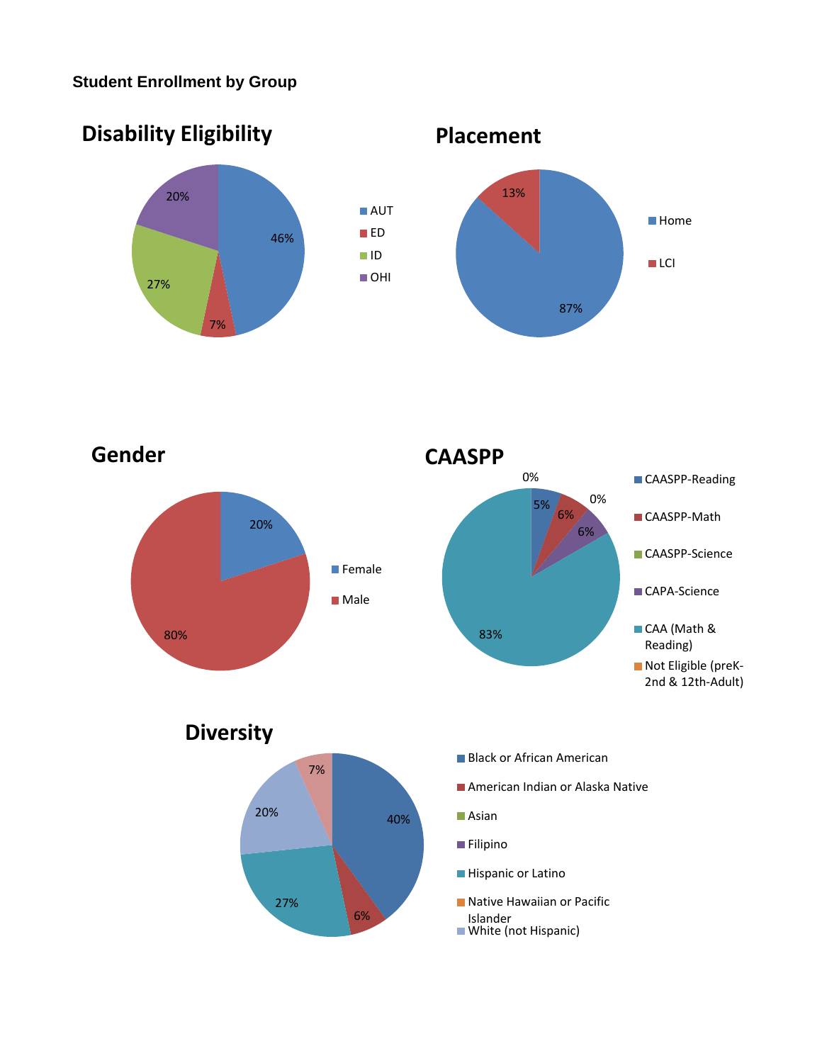**Student Enrollment by Group**

## Disability Eligibility

| Group | Percent |
| --- | --- |
| AUT | 46% |
| ED | 7% |
| ID | 27% |
| OHI | 20% |

## Placement

| Group | Percent |
| --- | --- |
| Home | 87% |
| LCI | 13% |

## Gender

| Group | Percent |
| --- | --- |
| Female | 20% |
| Male | 80% |

## CAASPP

| Group | Percent |
| --- | --- |
| CAASPP-Reading | 5% |
| CAASPP-Math | 6% |
| CAASPP-Science | 0% |
| CAPA-Science | 6% |
| CAA (Math & Reading) | 83% |
| Not Eligible (preK-2nd & 12th-Adult) | 0% |

## Diversity

| Group | Percent |
| --- | --- |
| Black or African American | 40% |
| American Indian or Alaska Native | 6% |
| Asian | |
| Filipino | |
| Hispanic or Latino | 27% |
| Native Hawaiian or Pacific Islander | |
| White (not Hispanic) | 20% |
| (unlabeled) | 7% |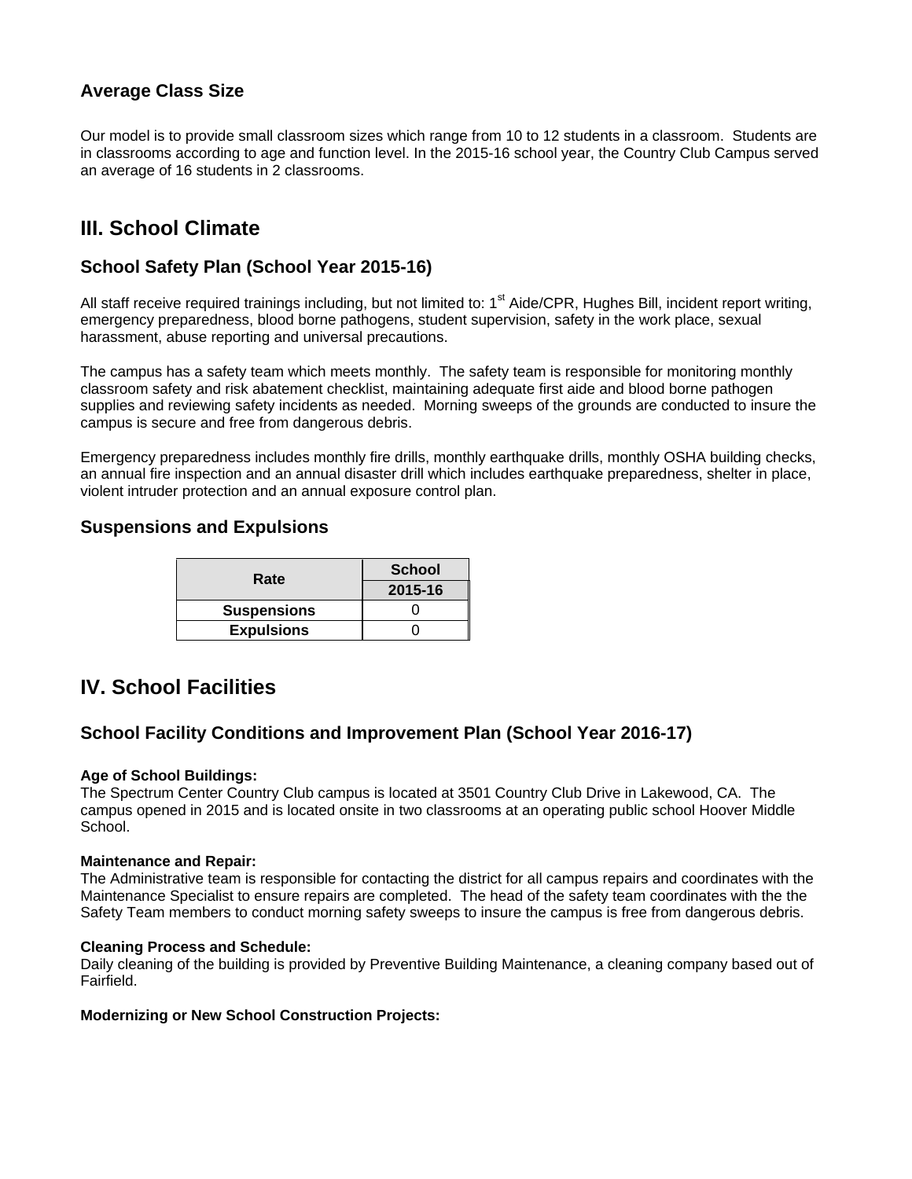### Average Class Size

Our model is to provide small classroom sizes which range from 10 to 12 students in a classroom. Students are in classrooms according to age and function level. In the 2015-16 school year, the Country Club Campus served an average of 16 students in 2 classrooms.

## III. School Climate

### School Safety Plan (School Year 2015-16)

All staff receive required trainings including, but not limited to: 1st Aide/CPR, Hughes Bill, incident report writing, emergency preparedness, blood borne pathogens, student supervision, safety in the work place, sexual harassment, abuse reporting and universal precautions.

The campus has a safety team which meets monthly. The safety team is responsible for monitoring monthly classroom safety and risk abatement checklist, maintaining adequate first aide and blood borne pathogen supplies and reviewing safety incidents as needed. Morning sweeps of the grounds are conducted to insure the campus is secure and free from dangerous debris.

Emergency preparedness includes monthly fire drills, monthly earthquake drills, monthly OSHA building checks, an annual fire inspection and an annual disaster drill which includes earthquake preparedness, shelter in place, violent intruder protection and an annual exposure control plan.

### Suspensions and Expulsions

| Rate | School |
|---|---|
| | 2015-16 |
| Suspensions | 0 |
| Expulsions | 0 |

## IV. School Facilities

### School Facility Conditions and Improvement Plan (School Year 2016-17)

**Age of School Buildings:**
The Spectrum Center Country Club campus is located at 3501 Country Club Drive in Lakewood, CA. The campus opened in 2015 and is located onsite in two classrooms at an operating public school Hoover Middle School.

**Maintenance and Repair:**
The Administrative team is responsible for contacting the district for all campus repairs and coordinates with the Maintenance Specialist to ensure repairs are completed. The head of the safety team coordinates with the the Safety Team members to conduct morning safety sweeps to insure the campus is free from dangerous debris.

**Cleaning Process and Schedule:**
Daily cleaning of the building is provided by Preventive Building Maintenance, a cleaning company based out of Fairfield.

**Modernizing or New School Construction Projects:**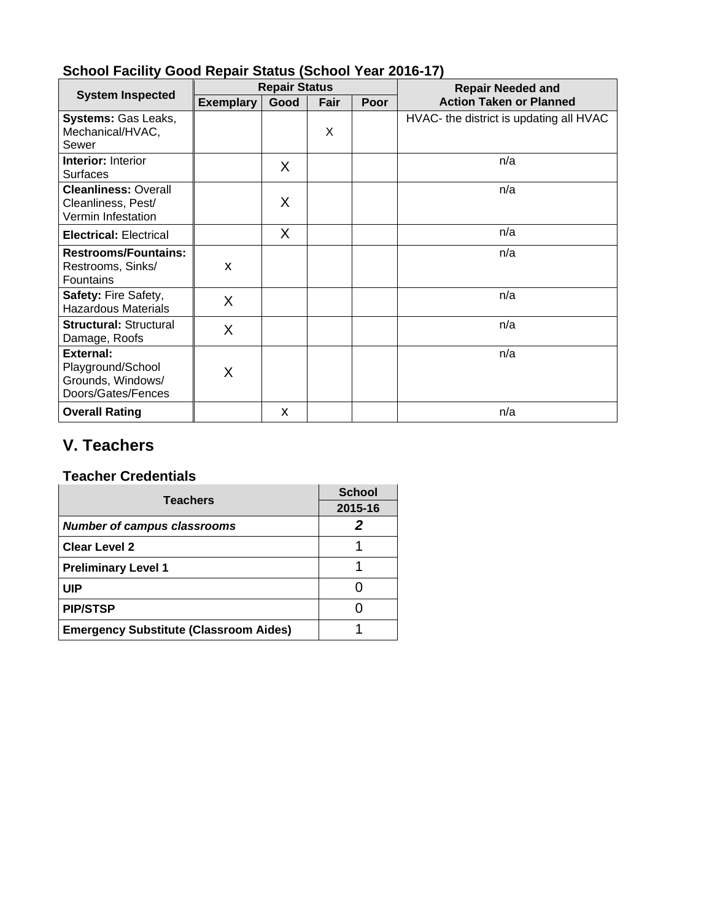### School Facility Good Repair Status (School Year 2016-17)

| System Inspected | Repair Status | | | | Repair Needed and Action Taken or Planned |
|---|---|---|---|---|---|
| | Exemplary | Good | Fair | Poor | |
| **Systems:** Gas Leaks, Mechanical/HVAC, Sewer | | | X | | HVAC- the district is updating all HVAC |
| **Interior:** Interior Surfaces | | X | | | n/a |
| **Cleanliness:** Overall Cleanliness, Pest/ Vermin Infestation | | X | | | n/a |
| **Electrical:** Electrical | | X | | | n/a |
| **Restrooms/Fountains:** Restrooms, Sinks/ Fountains | x | | | | n/a |
| **Safety:** Fire Safety, Hazardous Materials | X | | | | n/a |
| **Structural:** Structural Damage, Roofs | X | | | | n/a |
| **External:** Playground/School Grounds, Windows/ Doors/Gates/Fences | X | | | | n/a |
| **Overall Rating** | | x | | | n/a |

## V. Teachers

### Teacher Credentials

| Teachers | School |
|---|---|
| | 2015-16 |
| ***Number of campus classrooms*** | ***2*** |
| **Clear Level 2** | 1 |
| **Preliminary Level 1** | 1 |
| **UIP** | 0 |
| **PIP/STSP** | 0 |
| **Emergency Substitute (Classroom Aides)** | 1 |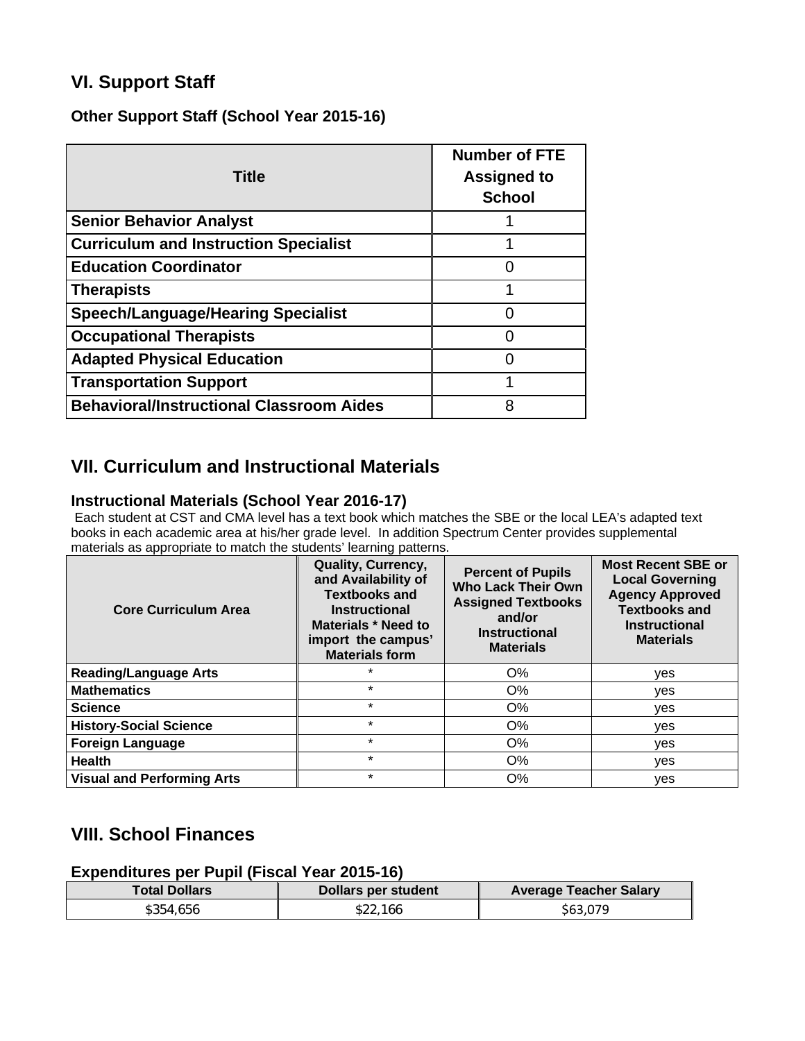## VI. Support Staff

### Other Support Staff (School Year 2015-16)

| Title | Number of FTE Assigned to School |
|---|---|
| **Senior Behavior Analyst** | 1 |
| **Curriculum and Instruction Specialist** | 1 |
| **Education Coordinator** | 0 |
| **Therapists** | 1 |
| **Speech/Language/Hearing Specialist** | 0 |
| **Occupational Therapists** | 0 |
| **Adapted Physical Education** | 0 |
| **Transportation Support** | 1 |
| **Behavioral/Instructional Classroom Aides** | 8 |

## VII. Curriculum and Instructional Materials

### Instructional Materials (School Year 2016-17)

Each student at CST and CMA level has a text book which matches the SBE or the local LEA's adapted text books in each academic area at his/her grade level. In addition Spectrum Center provides supplemental materials as appropriate to match the students' learning patterns.

| Core Curriculum Area | Quality, Currency, and Availability of Textbooks and Instructional Materials * Need to import the campus' Materials form | Percent of Pupils Who Lack Their Own Assigned Textbooks and/or Instructional Materials | Most Recent SBE or Local Governing Agency Approved Textbooks and Instructional Materials |
|---|---|---|---|
| **Reading/Language Arts** | * | O% | yes |
| **Mathematics** | * | O% | yes |
| **Science** | * | O% | yes |
| **History-Social Science** | * | O% | yes |
| **Foreign Language** | * | O% | yes |
| **Health** | * | O% | yes |
| **Visual and Performing Arts** | * | O% | yes |

## VIII. School Finances

### Expenditures per Pupil (Fiscal Year 2015-16)

| Total Dollars | Dollars per student | Average Teacher Salary |
|---|---|---|
| $354,656 | $22,166 | $63,079 |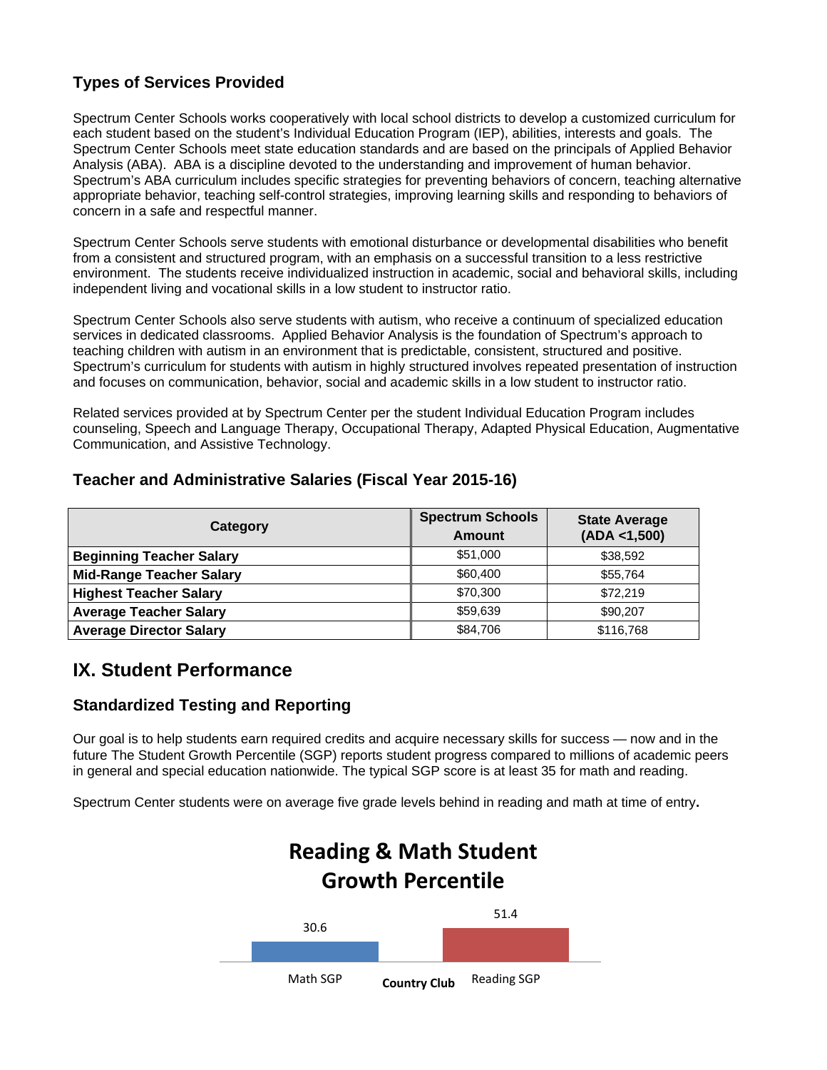### Types of Services Provided

Spectrum Center Schools works cooperatively with local school districts to develop a customized curriculum for each student based on the student's Individual Education Program (IEP), abilities, interests and goals. The Spectrum Center Schools meet state education standards and are based on the principals of Applied Behavior Analysis (ABA). ABA is a discipline devoted to the understanding and improvement of human behavior. Spectrum's ABA curriculum includes specific strategies for preventing behaviors of concern, teaching alternative appropriate behavior, teaching self-control strategies, improving learning skills and responding to behaviors of concern in a safe and respectful manner.

Spectrum Center Schools serve students with emotional disturbance or developmental disabilities who benefit from a consistent and structured program, with an emphasis on a successful transition to a less restrictive environment. The students receive individualized instruction in academic, social and behavioral skills, including independent living and vocational skills in a low student to instructor ratio.

Spectrum Center Schools also serve students with autism, who receive a continuum of specialized education services in dedicated classrooms. Applied Behavior Analysis is the foundation of Spectrum's approach to teaching children with autism in an environment that is predictable, consistent, structured and positive. Spectrum's curriculum for students with autism in highly structured involves repeated presentation of instruction and focuses on communication, behavior, social and academic skills in a low student to instructor ratio.

Related services provided at by Spectrum Center per the student Individual Education Program includes counseling, Speech and Language Therapy, Occupational Therapy, Adapted Physical Education, Augmentative Communication, and Assistive Technology.

### Teacher and Administrative Salaries (Fiscal Year 2015-16)

| Category | Spectrum Schools Amount | State Average (ADA <1,500) |
|---|---|---|
| **Beginning Teacher Salary** | $51,000 | $38,592 |
| **Mid-Range Teacher Salary** | $60,400 | $55,764 |
| **Highest Teacher Salary** | $70,300 | $72,219 |
| **Average Teacher Salary** | $59,639 | $90,207 |
| **Average Director Salary** | $84,706 | $116,768 |

## IX. Student Performance

### Standardized Testing and Reporting

Our goal is to help students earn required credits and acquire necessary skills for success — now and in the future The Student Growth Percentile (SGP) reports student progress compared to millions of academic peers in general and special education nationwide. The typical SGP score is at least 35 for math and reading.

Spectrum Center students were on average five grade levels behind in reading and math at time of entry**.**

**Reading & Math Student Growth Percentile**

| Country Club | Math SGP | Reading SGP |
|---|---|---|
| | 30.6 | 51.4 |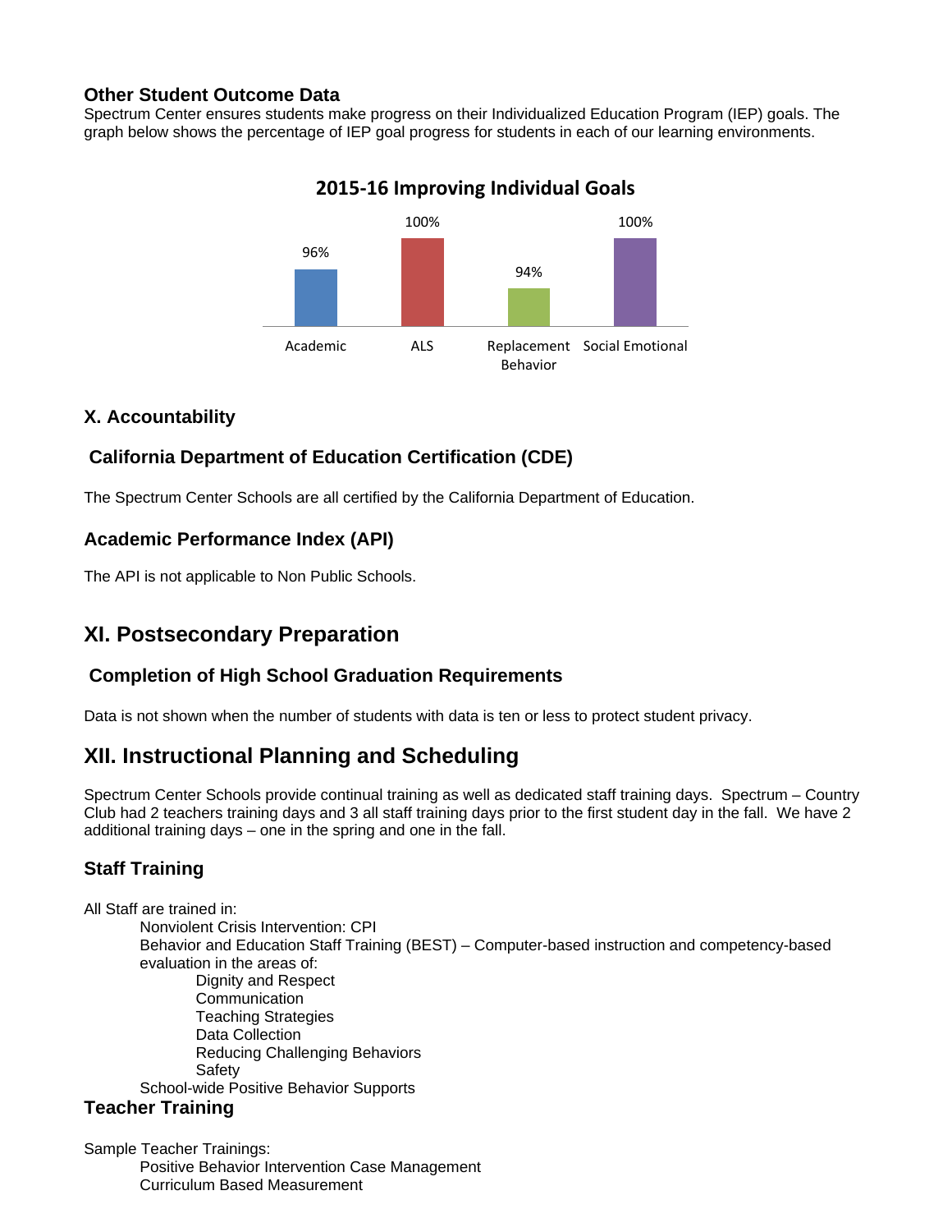### Other Student Outcome Data

Spectrum Center ensures students make progress on their Individualized Education Program (IEP) goals. The graph below shows the percentage of IEP goal progress for students in each of our learning environments.

**2015-16 Improving Individual Goals**

| Academic | ALS | Replacement Behavior | Social Emotional |
|---|---|---|---|
| 96% | 100% | 94% | 100% |

### X. Accountability

### California Department of Education Certification (CDE)

The Spectrum Center Schools are all certified by the California Department of Education.

### Academic Performance Index (API)

The API is not applicable to Non Public Schools.

## XI. Postsecondary Preparation

### Completion of High School Graduation Requirements

Data is not shown when the number of students with data is ten or less to protect student privacy.

## XII. Instructional Planning and Scheduling

Spectrum Center Schools provide continual training as well as dedicated staff training days. Spectrum – Country Club had 2 teachers training days and 3 all staff training days prior to the first student day in the fall. We have 2 additional training days – one in the spring and one in the fall.

### Staff Training

All Staff are trained in:

- Nonviolent Crisis Intervention: CPI
- Behavior and Education Staff Training (BEST) – Computer-based instruction and competency-based evaluation in the areas of:
  - Dignity and Respect
  - Communication
  - Teaching Strategies
  - Data Collection
  - Reducing Challenging Behaviors
  - Safety
- School-wide Positive Behavior Supports

### Teacher Training

Sample Teacher Trainings:

- Positive Behavior Intervention Case Management
- Curriculum Based Measurement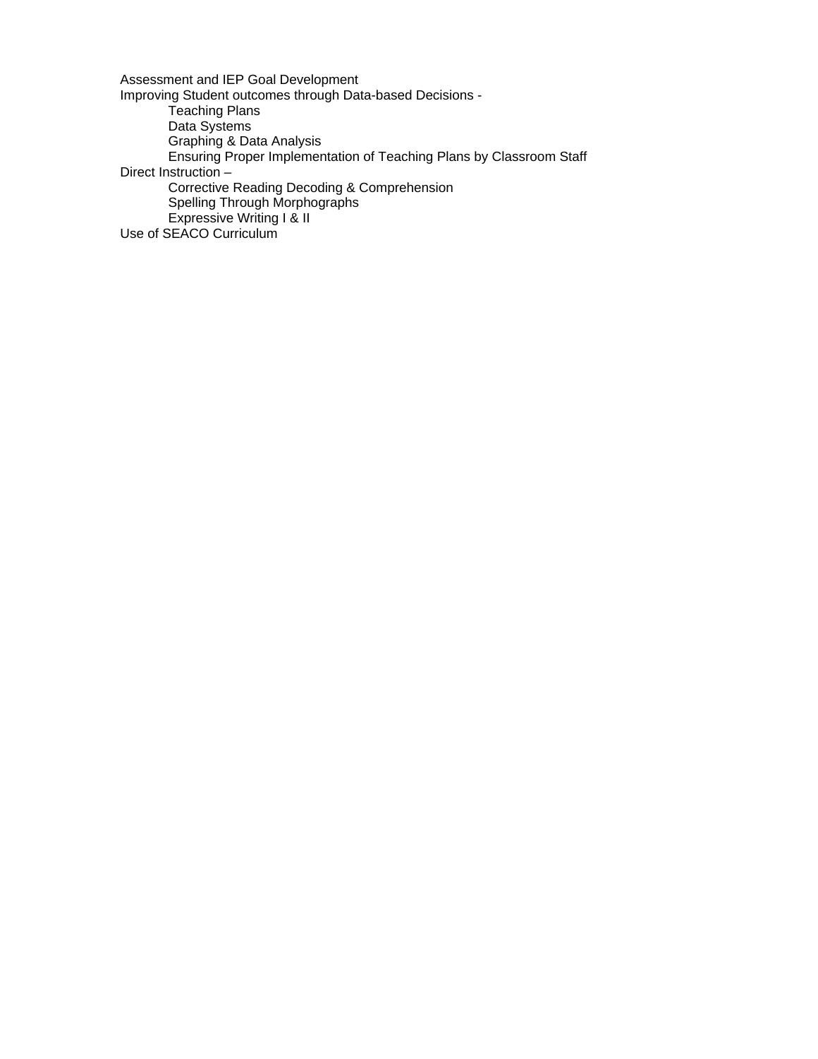Assessment and IEP Goal Development

Improving Student outcomes through Data-based Decisions -

- Teaching Plans
- Data Systems
- Graphing & Data Analysis
- Ensuring Proper Implementation of Teaching Plans by Classroom Staff

Direct Instruction –

- Corrective Reading Decoding & Comprehension
- Spelling Through Morphographs
- Expressive Writing I & II

Use of SEACO Curriculum